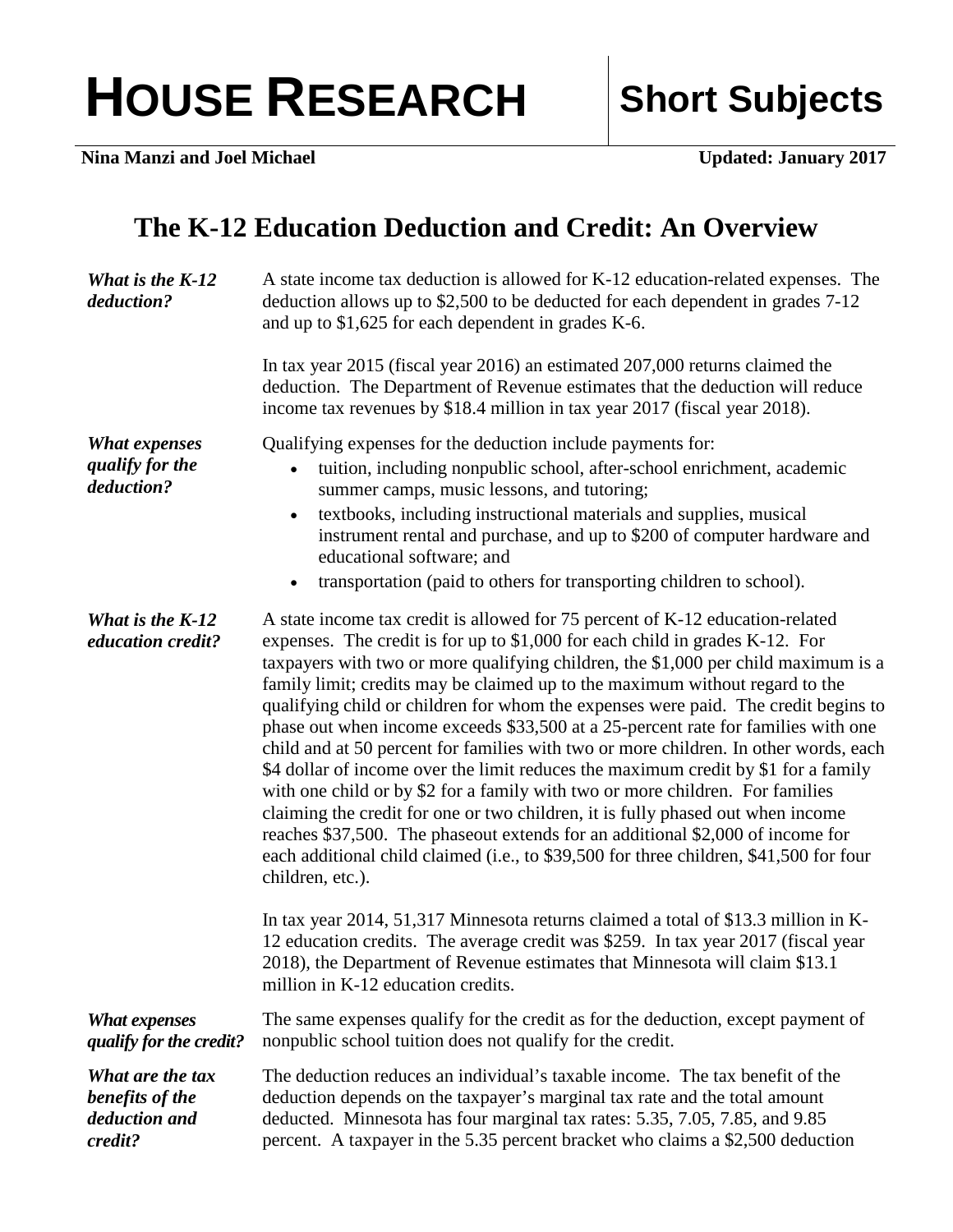# HOUSE RESEARCH — Short Subjects

**Nina Manzi and Joel Michael** — **Updated: January 2017**

## The K-12 Education Deduction and Credit: An Overview

***What is the K-12 deduction?***

A state income tax deduction is allowed for K-12 education-related expenses. The deduction allows up to $2,500 to be deducted for each dependent in grades 7-12 and up to $1,625 for each dependent in grades K-6.

In tax year 2015 (fiscal year 2016) an estimated 207,000 returns claimed the deduction. The Department of Revenue estimates that the deduction will reduce income tax revenues by $18.4 million in tax year 2017 (fiscal year 2018).

***What expenses qualify for the deduction?***

Qualifying expenses for the deduction include payments for:

- tuition, including nonpublic school, after-school enrichment, academic summer camps, music lessons, and tutoring;
- textbooks, including instructional materials and supplies, musical instrument rental and purchase, and up to $200 of computer hardware and educational software; and
- transportation (paid to others for transporting children to school).

***What is the K-12 education credit?***

A state income tax credit is allowed for 75 percent of K-12 education-related expenses. The credit is for up to $1,000 for each child in grades K-12. For taxpayers with two or more qualifying children, the $1,000 per child maximum is a family limit; credits may be claimed up to the maximum without regard to the qualifying child or children for whom the expenses were paid. The credit begins to phase out when income exceeds $33,500 at a 25-percent rate for families with one child and at 50 percent for families with two or more children. In other words, each $4 dollar of income over the limit reduces the maximum credit by $1 for a family with one child or by $2 for a family with two or more children. For families claiming the credit for one or two children, it is fully phased out when income reaches $37,500. The phaseout extends for an additional $2,000 of income for each additional child claimed (i.e., to $39,500 for three children, $41,500 for four children, etc.).

In tax year 2014, 51,317 Minnesota returns claimed a total of $13.3 million in K-12 education credits. The average credit was $259. In tax year 2017 (fiscal year 2018), the Department of Revenue estimates that Minnesota will claim $13.1 million in K-12 education credits.

***What expenses qualify for the credit?***

The same expenses qualify for the credit as for the deduction, except payment of nonpublic school tuition does not qualify for the credit.

***What are the tax benefits of the deduction and credit?***

The deduction reduces an individual's taxable income. The tax benefit of the deduction depends on the taxpayer's marginal tax rate and the total amount deducted. Minnesota has four marginal tax rates: 5.35, 7.05, 7.85, and 9.85 percent. A taxpayer in the 5.35 percent bracket who claims a $2,500 deduction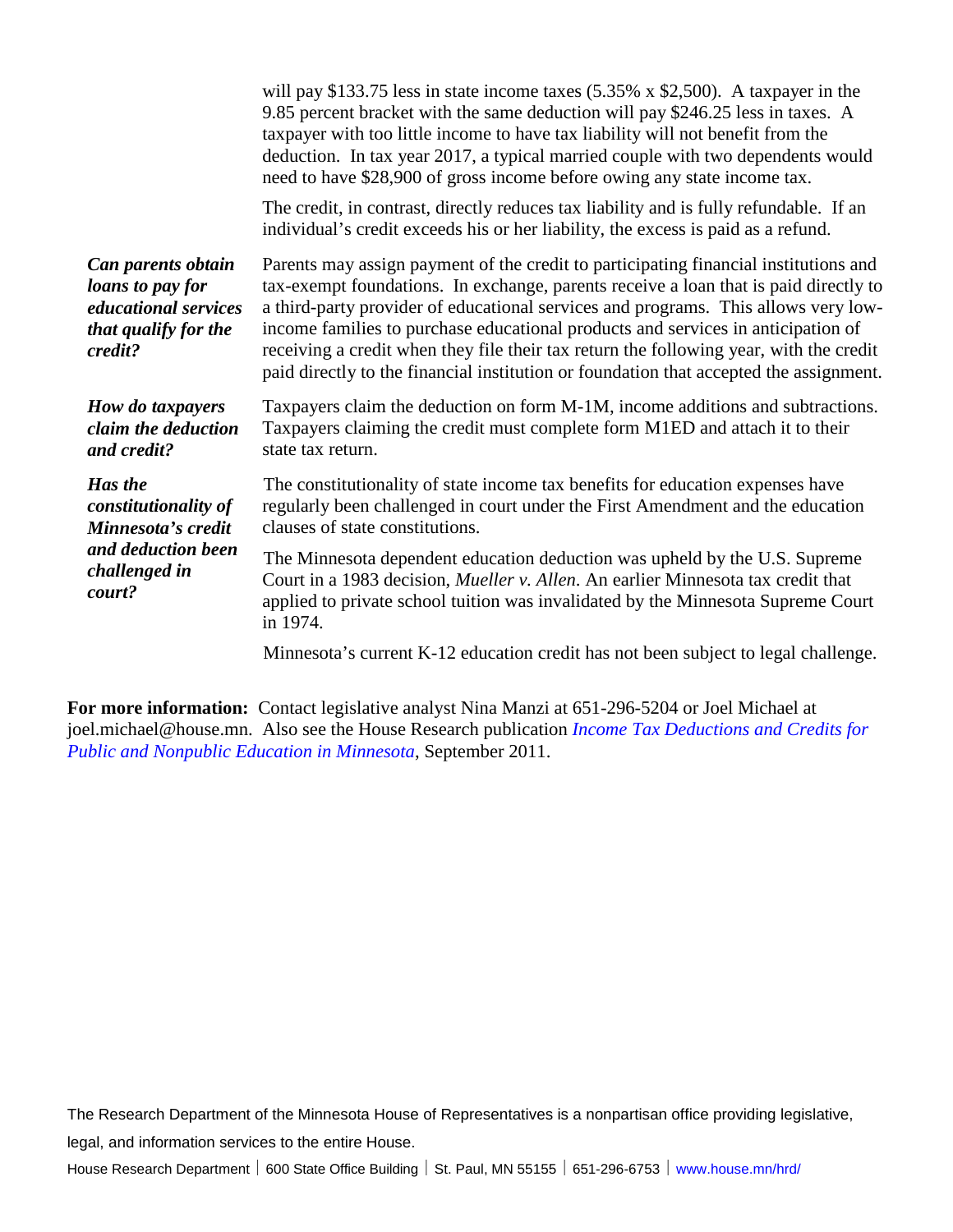will pay $133.75 less in state income taxes (5.35% x $2,500). A taxpayer in the 9.85 percent bracket with the same deduction will pay $246.25 less in taxes. A taxpayer with too little income to have tax liability will not benefit from the deduction. In tax year 2017, a typical married couple with two dependents would need to have $28,900 of gross income before owing any state income tax.

The credit, in contrast, directly reduces tax liability and is fully refundable. If an individual's credit exceeds his or her liability, the excess is paid as a refund.

***Can parents obtain loans to pay for educational services that qualify for the credit?***

Parents may assign payment of the credit to participating financial institutions and tax-exempt foundations. In exchange, parents receive a loan that is paid directly to a third-party provider of educational services and programs. This allows very low-income families to purchase educational products and services in anticipation of receiving a credit when they file their tax return the following year, with the credit paid directly to the financial institution or foundation that accepted the assignment.

***How do taxpayers claim the deduction and credit?***

Taxpayers claim the deduction on form M-1M, income additions and subtractions. Taxpayers claiming the credit must complete form M1ED and attach it to their state tax return.

***Has the constitutionality of Minnesota's credit and deduction been challenged in court?***

The constitutionality of state income tax benefits for education expenses have regularly been challenged in court under the First Amendment and the education clauses of state constitutions.

The Minnesota dependent education deduction was upheld by the U.S. Supreme Court in a 1983 decision, *Mueller v. Allen.* An earlier Minnesota tax credit that applied to private school tuition was invalidated by the Minnesota Supreme Court in 1974.

Minnesota's current K-12 education credit has not been subject to legal challenge.

**For more information:** Contact legislative analyst Nina Manzi at 651-296-5204 or Joel Michael at joel.michael@house.mn. Also see the House Research publication *Income Tax Deductions and Credits for Public and Nonpublic Education in Minnesota*, September 2011.

The Research Department of the Minnesota House of Representatives is a nonpartisan office providing legislative, legal, and information services to the entire House.

House Research Department | 600 State Office Building | St. Paul, MN 55155 | 651-296-6753 | www.house.mn/hrd/